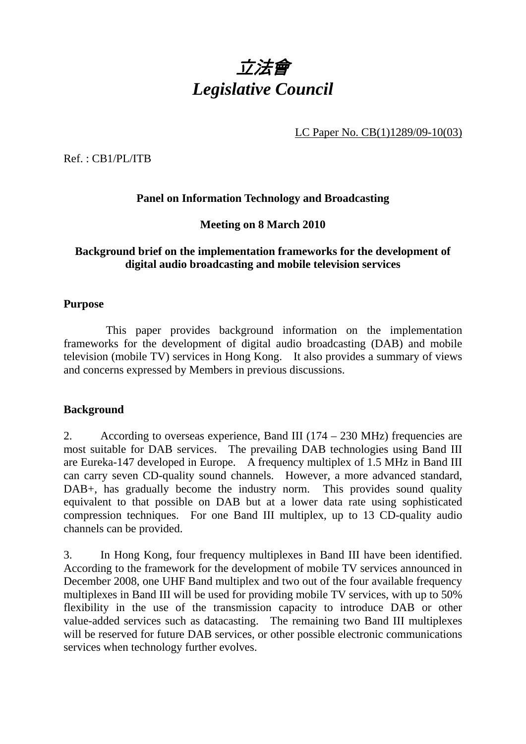# *立法會*
# *Legislative Council*

LC Paper No. CB(1)1289/09-10(03)

Ref. : CB1/PL/ITB

**Panel on Information Technology and Broadcasting**

**Meeting on 8 March 2010**

**Background brief on the implementation frameworks for the development of digital audio broadcasting and mobile television services**

## Purpose

This paper provides background information on the implementation frameworks for the development of digital audio broadcasting (DAB) and mobile television (mobile TV) services in Hong Kong. It also provides a summary of views and concerns expressed by Members in previous discussions.

## Background

2. According to overseas experience, Band III (174 – 230 MHz) frequencies are most suitable for DAB services. The prevailing DAB technologies using Band III are Eureka-147 developed in Europe. A frequency multiplex of 1.5 MHz in Band III can carry seven CD-quality sound channels. However, a more advanced standard, DAB+, has gradually become the industry norm. This provides sound quality equivalent to that possible on DAB but at a lower data rate using sophisticated compression techniques. For one Band III multiplex, up to 13 CD-quality audio channels can be provided.

3. In Hong Kong, four frequency multiplexes in Band III have been identified. According to the framework for the development of mobile TV services announced in December 2008, one UHF Band multiplex and two out of the four available frequency multiplexes in Band III will be used for providing mobile TV services, with up to 50% flexibility in the use of the transmission capacity to introduce DAB or other value-added services such as datacasting. The remaining two Band III multiplexes will be reserved for future DAB services, or other possible electronic communications services when technology further evolves.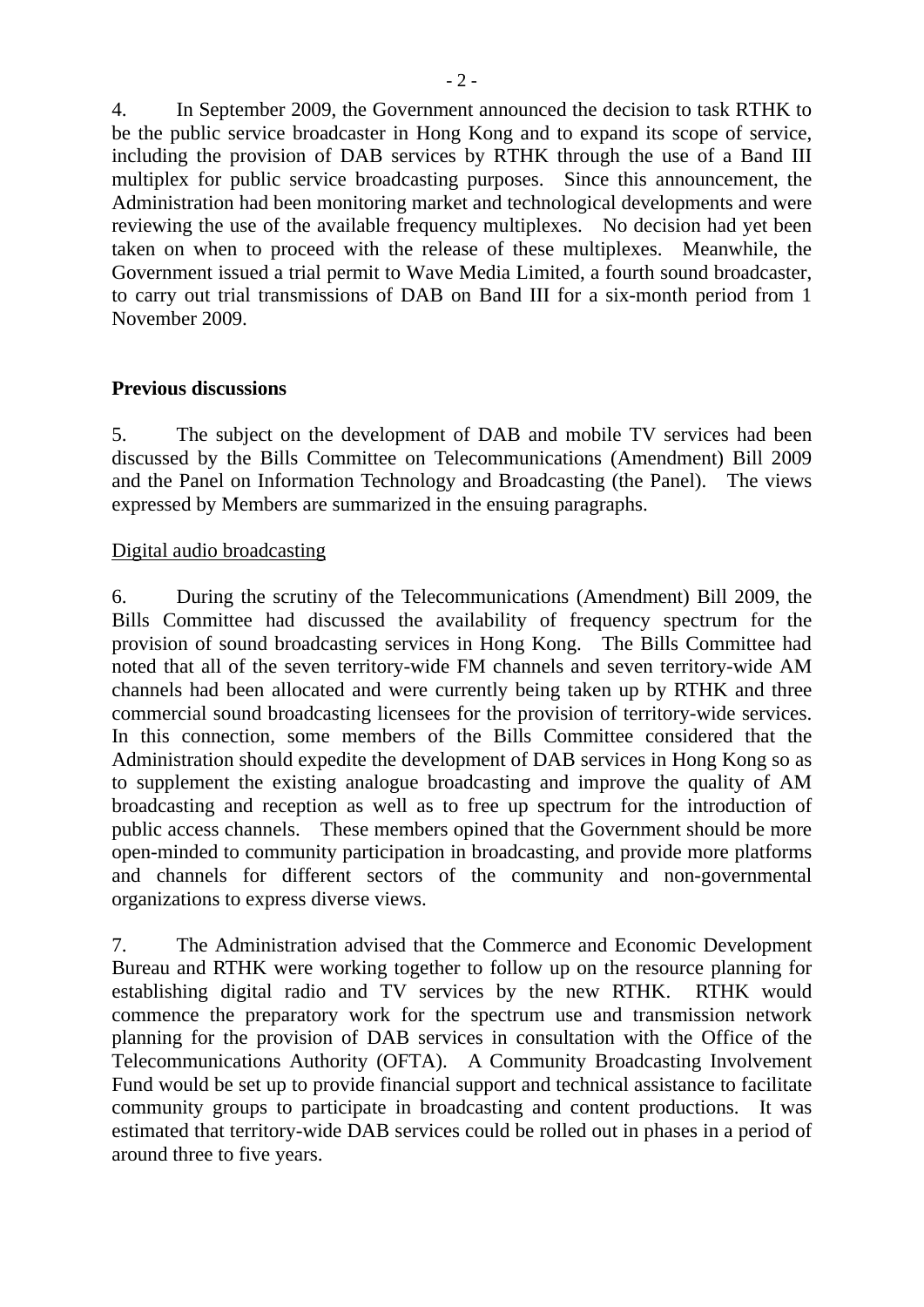4. In September 2009, the Government announced the decision to task RTHK to be the public service broadcaster in Hong Kong and to expand its scope of service, including the provision of DAB services by RTHK through the use of a Band III multiplex for public service broadcasting purposes. Since this announcement, the Administration had been monitoring market and technological developments and were reviewing the use of the available frequency multiplexes. No decision had yet been taken on when to proceed with the release of these multiplexes. Meanwhile, the Government issued a trial permit to Wave Media Limited, a fourth sound broadcaster, to carry out trial transmissions of DAB on Band III for a six-month period from 1 November 2009.

**Previous discussions**

5. The subject on the development of DAB and mobile TV services had been discussed by the Bills Committee on Telecommunications (Amendment) Bill 2009 and the Panel on Information Technology and Broadcasting (the Panel). The views expressed by Members are summarized in the ensuing paragraphs.

<u>Digital audio broadcasting</u>

6. During the scrutiny of the Telecommunications (Amendment) Bill 2009, the Bills Committee had discussed the availability of frequency spectrum for the provision of sound broadcasting services in Hong Kong. The Bills Committee had noted that all of the seven territory-wide FM channels and seven territory-wide AM channels had been allocated and were currently being taken up by RTHK and three commercial sound broadcasting licensees for the provision of territory-wide services. In this connection, some members of the Bills Committee considered that the Administration should expedite the development of DAB services in Hong Kong so as to supplement the existing analogue broadcasting and improve the quality of AM broadcasting and reception as well as to free up spectrum for the introduction of public access channels. These members opined that the Government should be more open-minded to community participation in broadcasting, and provide more platforms and channels for different sectors of the community and non-governmental organizations to express diverse views.

7. The Administration advised that the Commerce and Economic Development Bureau and RTHK were working together to follow up on the resource planning for establishing digital radio and TV services by the new RTHK. RTHK would commence the preparatory work for the spectrum use and transmission network planning for the provision of DAB services in consultation with the Office of the Telecommunications Authority (OFTA). A Community Broadcasting Involvement Fund would be set up to provide financial support and technical assistance to facilitate community groups to participate in broadcasting and content productions. It was estimated that territory-wide DAB services could be rolled out in phases in a period of around three to five years.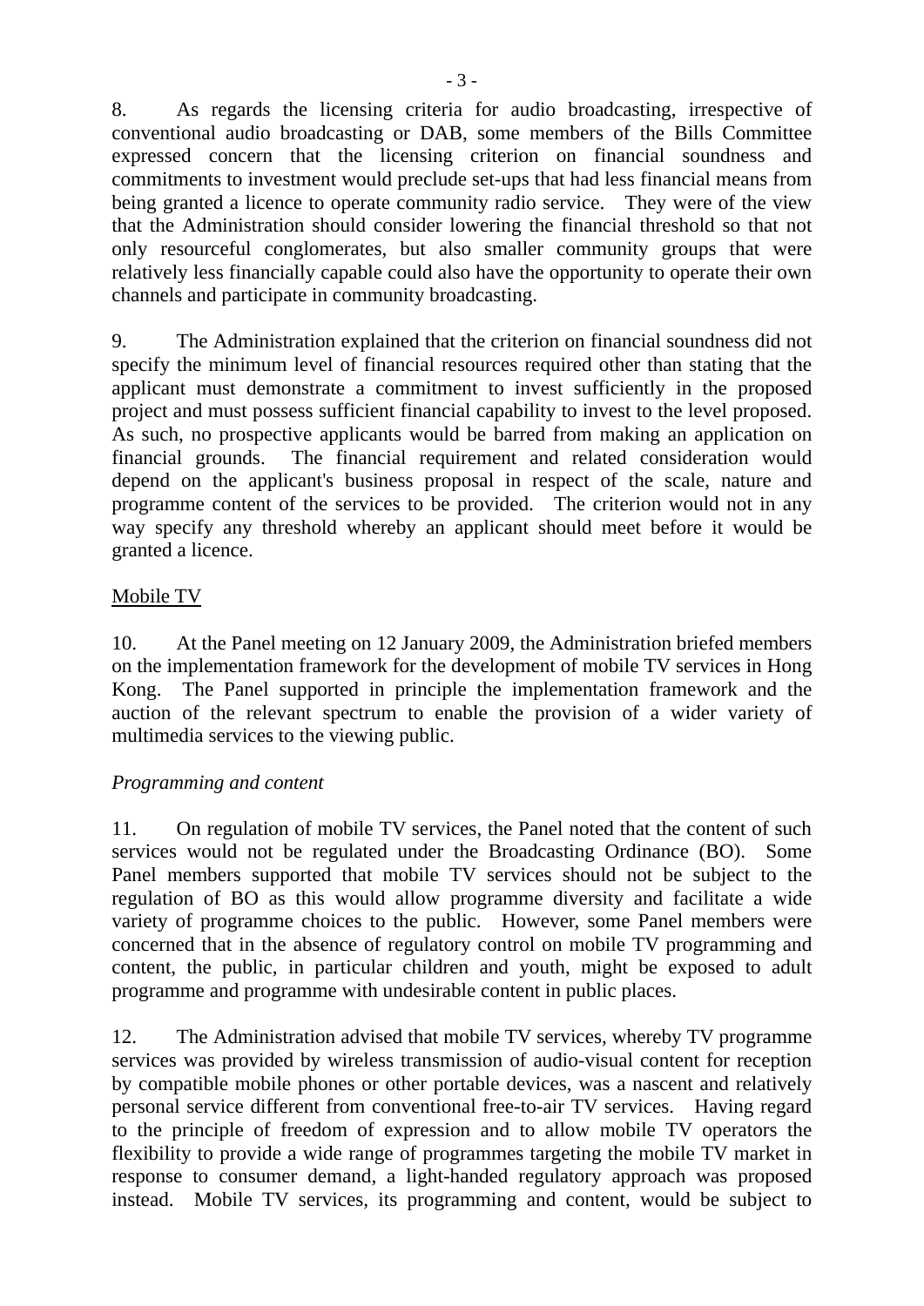8. As regards the licensing criteria for audio broadcasting, irrespective of conventional audio broadcasting or DAB, some members of the Bills Committee expressed concern that the licensing criterion on financial soundness and commitments to investment would preclude set-ups that had less financial means from being granted a licence to operate community radio service. They were of the view that the Administration should consider lowering the financial threshold so that not only resourceful conglomerates, but also smaller community groups that were relatively less financially capable could also have the opportunity to operate their own channels and participate in community broadcasting.

9. The Administration explained that the criterion on financial soundness did not specify the minimum level of financial resources required other than stating that the applicant must demonstrate a commitment to invest sufficiently in the proposed project and must possess sufficient financial capability to invest to the level proposed. As such, no prospective applicants would be barred from making an application on financial grounds. The financial requirement and related consideration would depend on the applicant's business proposal in respect of the scale, nature and programme content of the services to be provided. The criterion would not in any way specify any threshold whereby an applicant should meet before it would be granted a licence.

<u>Mobile TV</u>

10. At the Panel meeting on 12 January 2009, the Administration briefed members on the implementation framework for the development of mobile TV services in Hong Kong. The Panel supported in principle the implementation framework and the auction of the relevant spectrum to enable the provision of a wider variety of multimedia services to the viewing public.

*Programming and content*

11. On regulation of mobile TV services, the Panel noted that the content of such services would not be regulated under the Broadcasting Ordinance (BO). Some Panel members supported that mobile TV services should not be subject to the regulation of BO as this would allow programme diversity and facilitate a wide variety of programme choices to the public. However, some Panel members were concerned that in the absence of regulatory control on mobile TV programming and content, the public, in particular children and youth, might be exposed to adult programme and programme with undesirable content in public places.

12. The Administration advised that mobile TV services, whereby TV programme services was provided by wireless transmission of audio-visual content for reception by compatible mobile phones or other portable devices, was a nascent and relatively personal service different from conventional free-to-air TV services. Having regard to the principle of freedom of expression and to allow mobile TV operators the flexibility to provide a wide range of programmes targeting the mobile TV market in response to consumer demand, a light-handed regulatory approach was proposed instead. Mobile TV services, its programming and content, would be subject to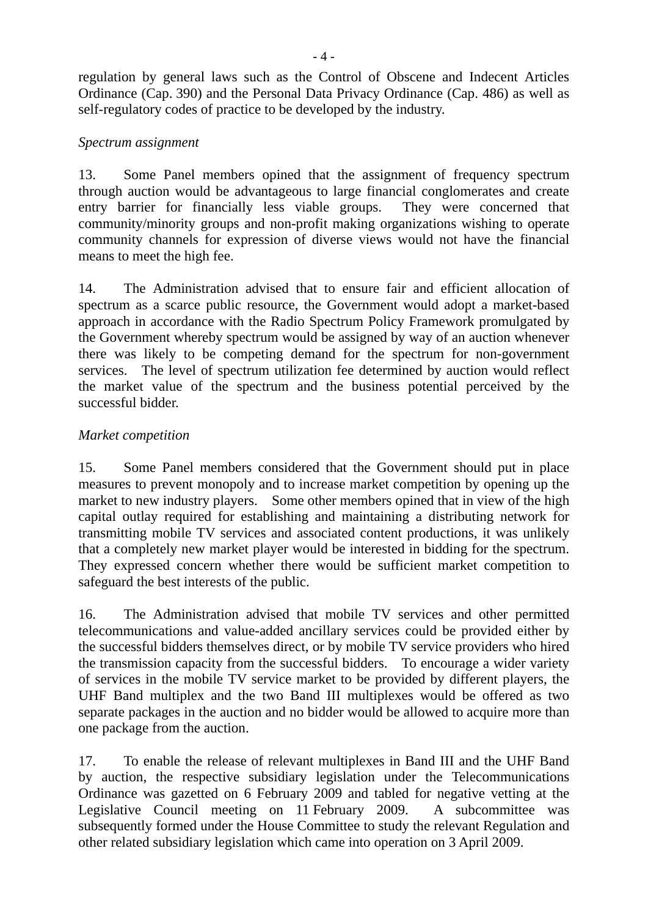regulation by general laws such as the Control of Obscene and Indecent Articles Ordinance (Cap. 390) and the Personal Data Privacy Ordinance (Cap. 486) as well as self-regulatory codes of practice to be developed by the industry.

*Spectrum assignment*

13. Some Panel members opined that the assignment of frequency spectrum through auction would be advantageous to large financial conglomerates and create entry barrier for financially less viable groups. They were concerned that community/minority groups and non-profit making organizations wishing to operate community channels for expression of diverse views would not have the financial means to meet the high fee.

14. The Administration advised that to ensure fair and efficient allocation of spectrum as a scarce public resource, the Government would adopt a market-based approach in accordance with the Radio Spectrum Policy Framework promulgated by the Government whereby spectrum would be assigned by way of an auction whenever there was likely to be competing demand for the spectrum for non-government services. The level of spectrum utilization fee determined by auction would reflect the market value of the spectrum and the business potential perceived by the successful bidder.

*Market competition*

15. Some Panel members considered that the Government should put in place measures to prevent monopoly and to increase market competition by opening up the market to new industry players. Some other members opined that in view of the high capital outlay required for establishing and maintaining a distributing network for transmitting mobile TV services and associated content productions, it was unlikely that a completely new market player would be interested in bidding for the spectrum. They expressed concern whether there would be sufficient market competition to safeguard the best interests of the public.

16. The Administration advised that mobile TV services and other permitted telecommunications and value-added ancillary services could be provided either by the successful bidders themselves direct, or by mobile TV service providers who hired the transmission capacity from the successful bidders. To encourage a wider variety of services in the mobile TV service market to be provided by different players, the UHF Band multiplex and the two Band III multiplexes would be offered as two separate packages in the auction and no bidder would be allowed to acquire more than one package from the auction.

17. To enable the release of relevant multiplexes in Band III and the UHF Band by auction, the respective subsidiary legislation under the Telecommunications Ordinance was gazetted on 6 February 2009 and tabled for negative vetting at the Legislative Council meeting on 11 February 2009. A subcommittee was subsequently formed under the House Committee to study the relevant Regulation and other related subsidiary legislation which came into operation on 3 April 2009.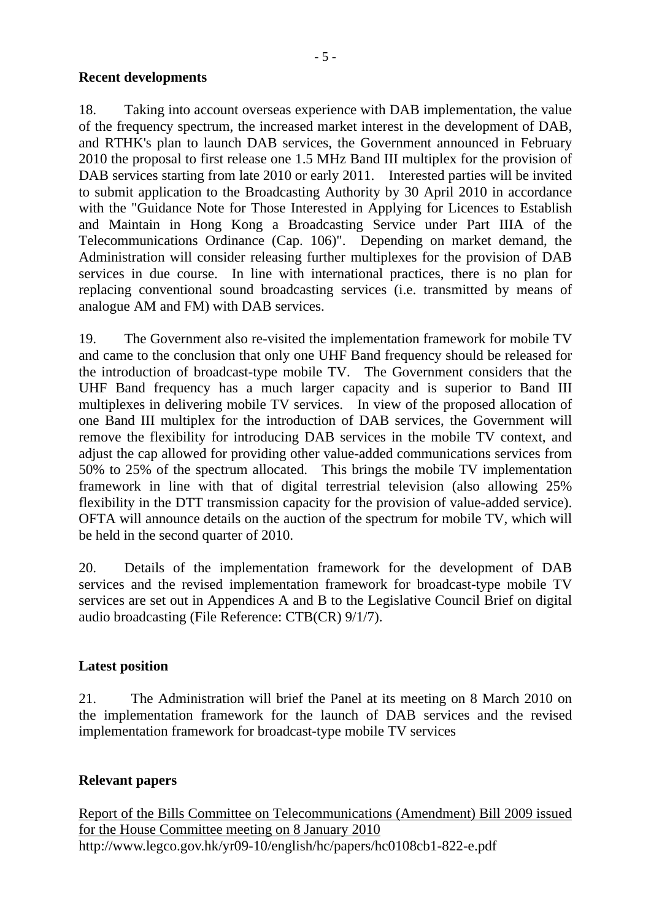**Recent developments**

18. Taking into account overseas experience with DAB implementation, the value of the frequency spectrum, the increased market interest in the development of DAB, and RTHK's plan to launch DAB services, the Government announced in February 2010 the proposal to first release one 1.5 MHz Band III multiplex for the provision of DAB services starting from late 2010 or early 2011. Interested parties will be invited to submit application to the Broadcasting Authority by 30 April 2010 in accordance with the "Guidance Note for Those Interested in Applying for Licences to Establish and Maintain in Hong Kong a Broadcasting Service under Part IIIA of the Telecommunications Ordinance (Cap. 106)". Depending on market demand, the Administration will consider releasing further multiplexes for the provision of DAB services in due course. In line with international practices, there is no plan for replacing conventional sound broadcasting services (i.e. transmitted by means of analogue AM and FM) with DAB services.

19. The Government also re-visited the implementation framework for mobile TV and came to the conclusion that only one UHF Band frequency should be released for the introduction of broadcast-type mobile TV. The Government considers that the UHF Band frequency has a much larger capacity and is superior to Band III multiplexes in delivering mobile TV services. In view of the proposed allocation of one Band III multiplex for the introduction of DAB services, the Government will remove the flexibility for introducing DAB services in the mobile TV context, and adjust the cap allowed for providing other value-added communications services from 50% to 25% of the spectrum allocated. This brings the mobile TV implementation framework in line with that of digital terrestrial television (also allowing 25% flexibility in the DTT transmission capacity for the provision of value-added service). OFTA will announce details on the auction of the spectrum for mobile TV, which will be held in the second quarter of 2010.

20. Details of the implementation framework for the development of DAB services and the revised implementation framework for broadcast-type mobile TV services are set out in Appendices A and B to the Legislative Council Brief on digital audio broadcasting (File Reference: CTB(CR) 9/1/7).

**Latest position**

21. The Administration will brief the Panel at its meeting on 8 March 2010 on the implementation framework for the launch of DAB services and the revised implementation framework for broadcast-type mobile TV services

**Relevant papers**

Report of the Bills Committee on Telecommunications (Amendment) Bill 2009 issued for the House Committee meeting on 8 January 2010
http://www.legco.gov.hk/yr09-10/english/hc/papers/hc0108cb1-822-e.pdf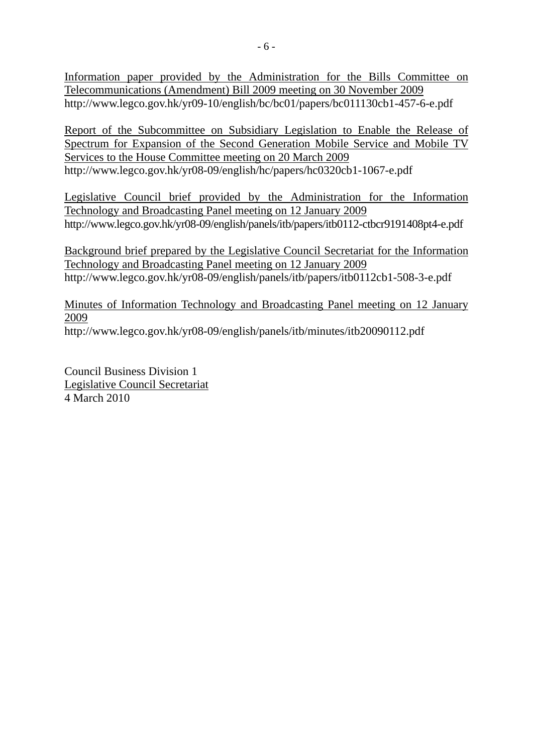Information paper provided by the Administration for the Bills Committee on Telecommunications (Amendment) Bill 2009 meeting on 30 November 2009
http://www.legco.gov.hk/yr09-10/english/bc/bc01/papers/bc011130cb1-457-6-e.pdf

Report of the Subcommittee on Subsidiary Legislation to Enable the Release of Spectrum for Expansion of the Second Generation Mobile Service and Mobile TV Services to the House Committee meeting on 20 March 2009
http://www.legco.gov.hk/yr08-09/english/hc/papers/hc0320cb1-1067-e.pdf

Legislative Council brief provided by the Administration for the Information Technology and Broadcasting Panel meeting on 12 January 2009
http://www.legco.gov.hk/yr08-09/english/panels/itb/papers/itb0112-ctbcr9191408pt4-e.pdf

Background brief prepared by the Legislative Council Secretariat for the Information Technology and Broadcasting Panel meeting on 12 January 2009
http://www.legco.gov.hk/yr08-09/english/panels/itb/papers/itb0112cb1-508-3-e.pdf

Minutes of Information Technology and Broadcasting Panel meeting on 12 January 2009
http://www.legco.gov.hk/yr08-09/english/panels/itb/minutes/itb20090112.pdf

Council Business Division 1
Legislative Council Secretariat
4 March 2010